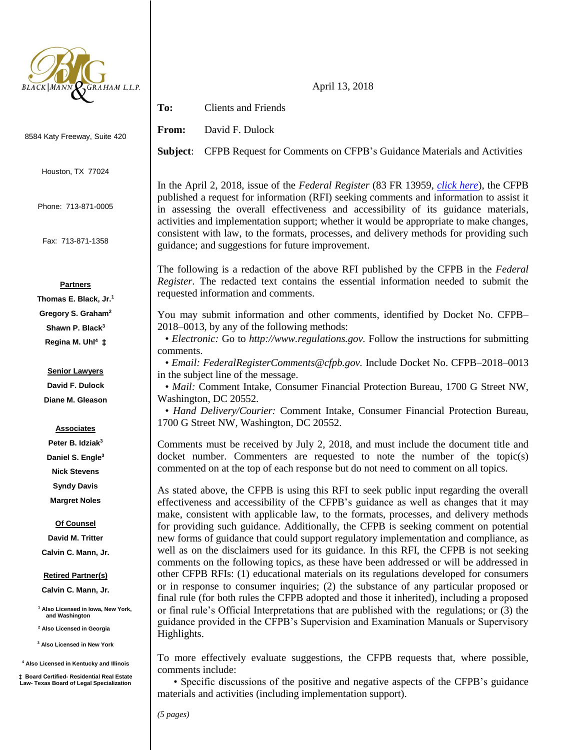BLACK | MANN & GRAHAM L.L.P.

8584 Katy Freeway, Suite 420

Houston, TX 77024

Phone: 713-871-0005

Fax: 713-871-1358

**Partners**

**Thomas E. Black, Jr.**[1]

**Gregory S. Graham**[2]

**Shawn P. Black**[3]

**Regina M. Uhl**[4] **‡**

**Senior Lawyers**

**David F. Dulock**

**Diane M. Gleason**

**Associates**

**Peter B. Idziak**[3]

**Daniel S. Engle**[3]

**Nick Stevens**

**Syndy Davis**

**Margret Noles**

**Of Counsel**

**David M. Tritter**

**Calvin C. Mann, Jr.**

**Retired Partner(s)**

**Calvin C. Mann, Jr.**

[1] Also Licensed in Iowa, New York, and Washington

[2] Also Licensed in Georgia

[3] Also Licensed in New York

[4] Also Licensed in Kentucky and Illinois

‡ Board Certified- Residential Real Estate Law- Texas Board of Legal Specialization

---

April 13, 2018

**To:** Clients and Friends

**From:** David F. Dulock

**Subject**: CFPB Request for Comments on CFPB's Guidance Materials and Activities

In the April 2, 2018, issue of the *Federal Register* (83 FR 13959, *click here*), the CFPB published a request for information (RFI) seeking comments and information to assist it in assessing the overall effectiveness and accessibility of its guidance materials, activities and implementation support; whether it would be appropriate to make changes, consistent with law, to the formats, processes, and delivery methods for providing such guidance; and suggestions for future improvement.

The following is a redaction of the above RFI published by the CFPB in the *Federal Register*. The redacted text contains the essential information needed to submit the requested information and comments.

You may submit information and other comments, identified by Docket No. CFPB–2018–0013, by any of the following methods:

- *Electronic:* Go to *http://www.regulations.gov.* Follow the instructions for submitting comments.
- *Email: FederalRegisterComments@cfpb.gov.* Include Docket No. CFPB–2018–0013 in the subject line of the message.
- *Mail:* Comment Intake, Consumer Financial Protection Bureau, 1700 G Street NW, Washington, DC 20552.
- *Hand Delivery/Courier:* Comment Intake, Consumer Financial Protection Bureau, 1700 G Street NW, Washington, DC 20552.

Comments must be received by July 2, 2018, and must include the document title and docket number. Commenters are requested to note the number of the topic(s) commented on at the top of each response but do not need to comment on all topics.

As stated above, the CFPB is using this RFI to seek public input regarding the overall effectiveness and accessibility of the CFPB's guidance as well as changes that it may make, consistent with applicable law, to the formats, processes, and delivery methods for providing such guidance. Additionally, the CFPB is seeking comment on potential new forms of guidance that could support regulatory implementation and compliance, as well as on the disclaimers used for its guidance. In this RFI, the CFPB is not seeking comments on the following topics, as these have been addressed or will be addressed in other CFPB RFIs: (1) educational materials on its regulations developed for consumers or in response to consumer inquiries; (2) the substance of any particular proposed or final rule (for both rules the CFPB adopted and those it inherited), including a proposed or final rule's Official Interpretations that are published with the regulations; or (3) the guidance provided in the CFPB's Supervision and Examination Manuals or Supervisory Highlights.

To more effectively evaluate suggestions, the CFPB requests that, where possible, comments include:

- Specific discussions of the positive and negative aspects of the CFPB's guidance materials and activities (including implementation support).

*(5 pages)*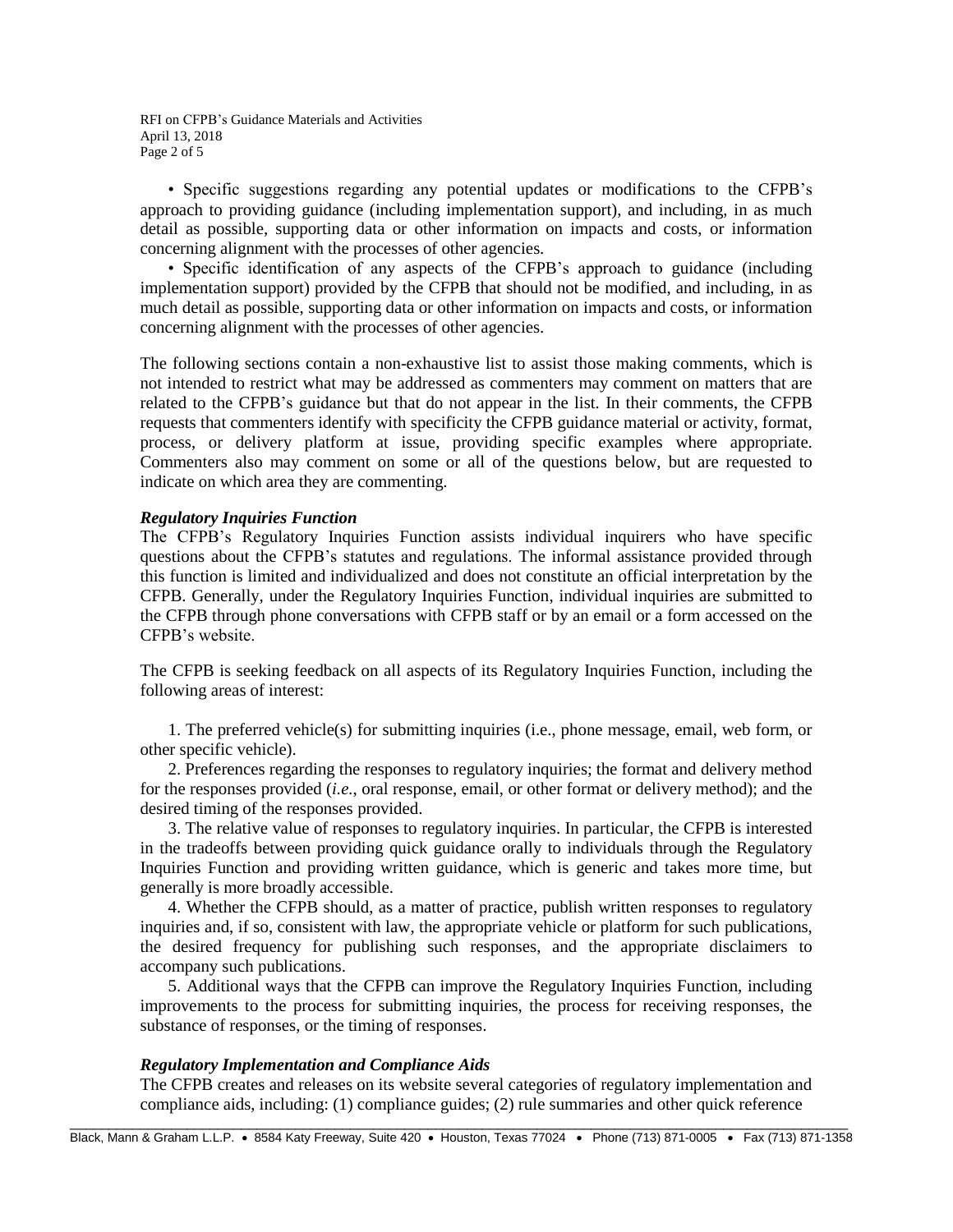• Specific suggestions regarding any potential updates or modifications to the CFPB's approach to providing guidance (including implementation support), and including, in as much detail as possible, supporting data or other information on impacts and costs, or information concerning alignment with the processes of other agencies.

• Specific identification of any aspects of the CFPB's approach to guidance (including implementation support) provided by the CFPB that should not be modified, and including, in as much detail as possible, supporting data or other information on impacts and costs, or information concerning alignment with the processes of other agencies.

The following sections contain a non-exhaustive list to assist those making comments, which is not intended to restrict what may be addressed as commenters may comment on matters that are related to the CFPB's guidance but that do not appear in the list. In their comments, the CFPB requests that commenters identify with specificity the CFPB guidance material or activity, format, process, or delivery platform at issue, providing specific examples where appropriate. Commenters also may comment on some or all of the questions below, but are requested to indicate on which area they are commenting.

***Regulatory Inquiries Function***

The CFPB's Regulatory Inquiries Function assists individual inquirers who have specific questions about the CFPB's statutes and regulations. The informal assistance provided through this function is limited and individualized and does not constitute an official interpretation by the CFPB. Generally, under the Regulatory Inquiries Function, individual inquiries are submitted to the CFPB through phone conversations with CFPB staff or by an email or a form accessed on the CFPB's website.

The CFPB is seeking feedback on all aspects of its Regulatory Inquiries Function, including the following areas of interest:

1. The preferred vehicle(s) for submitting inquiries (i.e., phone message, email, web form, or other specific vehicle).
2. Preferences regarding the responses to regulatory inquiries; the format and delivery method for the responses provided (*i.e.*, oral response, email, or other format or delivery method); and the desired timing of the responses provided.
3. The relative value of responses to regulatory inquiries. In particular, the CFPB is interested in the tradeoffs between providing quick guidance orally to individuals through the Regulatory Inquiries Function and providing written guidance, which is generic and takes more time, but generally is more broadly accessible.
4. Whether the CFPB should, as a matter of practice, publish written responses to regulatory inquiries and, if so, consistent with law, the appropriate vehicle or platform for such publications, the desired frequency for publishing such responses, and the appropriate disclaimers to accompany such publications.
5. Additional ways that the CFPB can improve the Regulatory Inquiries Function, including improvements to the process for submitting inquiries, the process for receiving responses, the substance of responses, or the timing of responses.

***Regulatory Implementation and Compliance Aids***

The CFPB creates and releases on its website several categories of regulatory implementation and compliance aids, including: (1) compliance guides; (2) rule summaries and other quick reference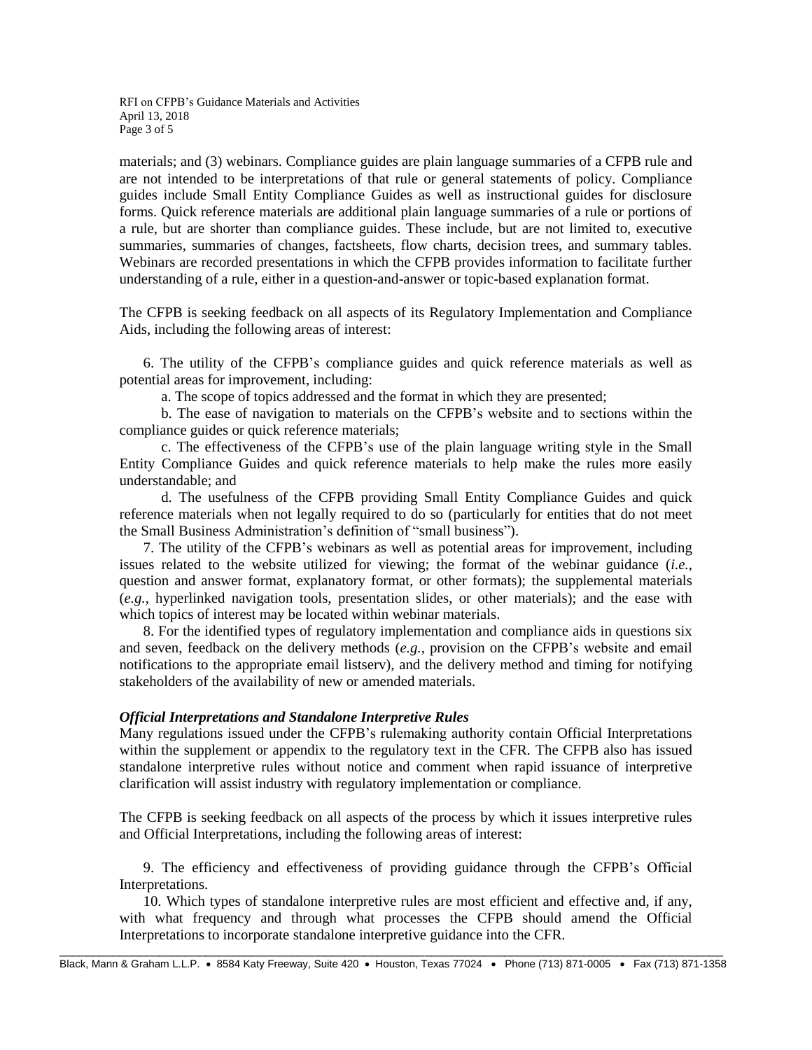materials; and (3) webinars. Compliance guides are plain language summaries of a CFPB rule and are not intended to be interpretations of that rule or general statements of policy. Compliance guides include Small Entity Compliance Guides as well as instructional guides for disclosure forms. Quick reference materials are additional plain language summaries of a rule or portions of a rule, but are shorter than compliance guides. These include, but are not limited to, executive summaries, summaries of changes, factsheets, flow charts, decision trees, and summary tables. Webinars are recorded presentations in which the CFPB provides information to facilitate further understanding of a rule, either in a question-and-answer or topic-based explanation format.

The CFPB is seeking feedback on all aspects of its Regulatory Implementation and Compliance Aids, including the following areas of interest:

6. The utility of the CFPB's compliance guides and quick reference materials as well as potential areas for improvement, including:

    a. The scope of topics addressed and the format in which they are presented;

    b. The ease of navigation to materials on the CFPB's website and to sections within the compliance guides or quick reference materials;

    c. The effectiveness of the CFPB's use of the plain language writing style in the Small Entity Compliance Guides and quick reference materials to help make the rules more easily understandable; and

    d. The usefulness of the CFPB providing Small Entity Compliance Guides and quick reference materials when not legally required to do so (particularly for entities that do not meet the Small Business Administration's definition of "small business").

7. The utility of the CFPB's webinars as well as potential areas for improvement, including issues related to the website utilized for viewing; the format of the webinar guidance (*i.e.*, question and answer format, explanatory format, or other formats); the supplemental materials (*e.g.*, hyperlinked navigation tools, presentation slides, or other materials); and the ease with which topics of interest may be located within webinar materials.

8. For the identified types of regulatory implementation and compliance aids in questions six and seven, feedback on the delivery methods (*e.g.*, provision on the CFPB's website and email notifications to the appropriate email listserv), and the delivery method and timing for notifying stakeholders of the availability of new or amended materials.

***Official Interpretations and Standalone Interpretive Rules***

Many regulations issued under the CFPB's rulemaking authority contain Official Interpretations within the supplement or appendix to the regulatory text in the CFR. The CFPB also has issued standalone interpretive rules without notice and comment when rapid issuance of interpretive clarification will assist industry with regulatory implementation or compliance.

The CFPB is seeking feedback on all aspects of the process by which it issues interpretive rules and Official Interpretations, including the following areas of interest:

9. The efficiency and effectiveness of providing guidance through the CFPB's Official Interpretations.

10. Which types of standalone interpretive rules are most efficient and effective and, if any, with what frequency and through what processes the CFPB should amend the Official Interpretations to incorporate standalone interpretive guidance into the CFR.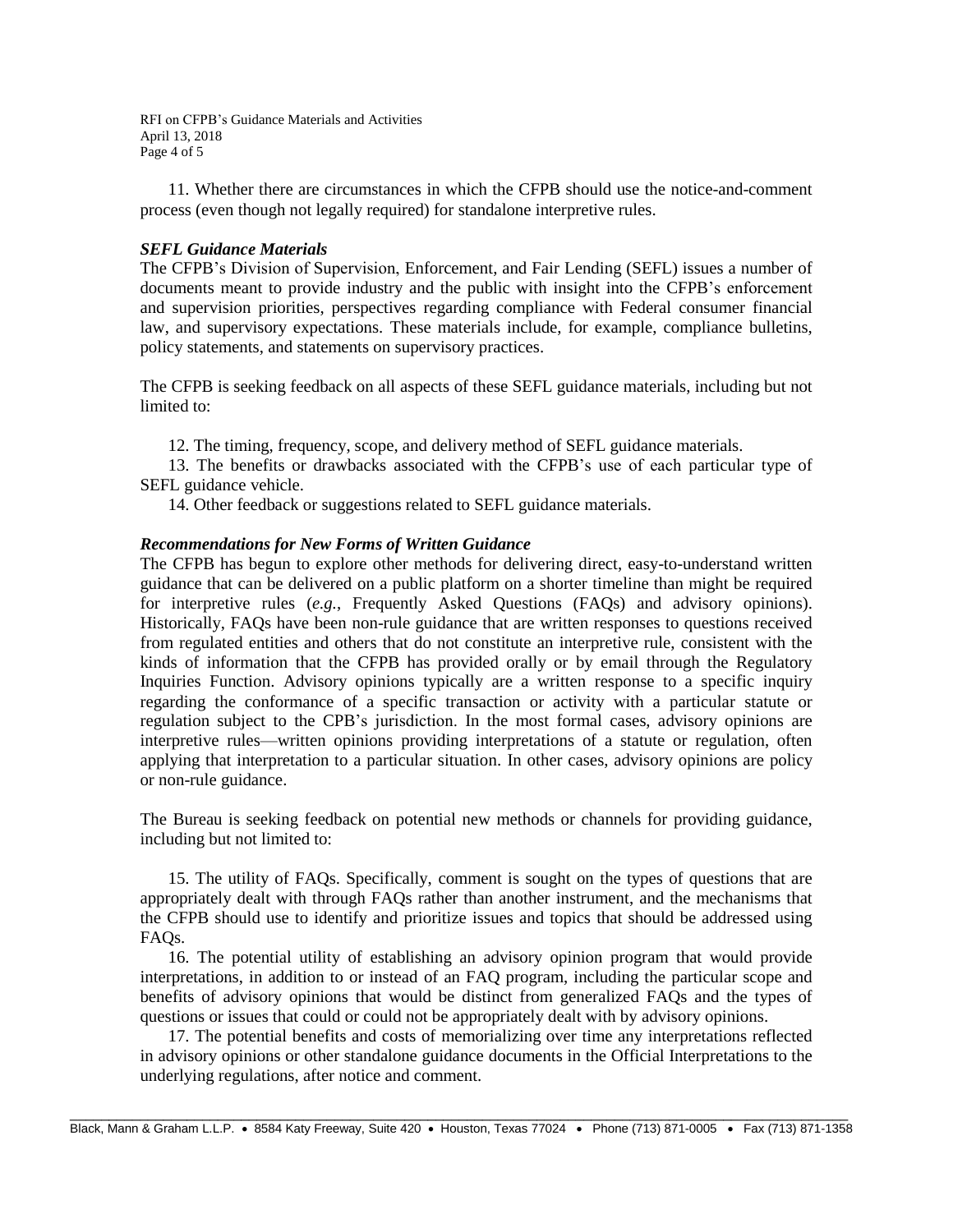11. Whether there are circumstances in which the CFPB should use the notice-and-comment process (even though not legally required) for standalone interpretive rules.

***SEFL Guidance Materials***

The CFPB's Division of Supervision, Enforcement, and Fair Lending (SEFL) issues a number of documents meant to provide industry and the public with insight into the CFPB's enforcement and supervision priorities, perspectives regarding compliance with Federal consumer financial law, and supervisory expectations. These materials include, for example, compliance bulletins, policy statements, and statements on supervisory practices.

The CFPB is seeking feedback on all aspects of these SEFL guidance materials, including but not limited to:

12. The timing, frequency, scope, and delivery method of SEFL guidance materials.

13. The benefits or drawbacks associated with the CFPB's use of each particular type of SEFL guidance vehicle.

14. Other feedback or suggestions related to SEFL guidance materials.

***Recommendations for New Forms of Written Guidance***

The CFPB has begun to explore other methods for delivering direct, easy-to-understand written guidance that can be delivered on a public platform on a shorter timeline than might be required for interpretive rules (*e.g.*, Frequently Asked Questions (FAQs) and advisory opinions). Historically, FAQs have been non-rule guidance that are written responses to questions received from regulated entities and others that do not constitute an interpretive rule, consistent with the kinds of information that the CFPB has provided orally or by email through the Regulatory Inquiries Function. Advisory opinions typically are a written response to a specific inquiry regarding the conformance of a specific transaction or activity with a particular statute or regulation subject to the CPB's jurisdiction. In the most formal cases, advisory opinions are interpretive rules—written opinions providing interpretations of a statute or regulation, often applying that interpretation to a particular situation. In other cases, advisory opinions are policy or non-rule guidance.

The Bureau is seeking feedback on potential new methods or channels for providing guidance, including but not limited to:

15. The utility of FAQs. Specifically, comment is sought on the types of questions that are appropriately dealt with through FAQs rather than another instrument, and the mechanisms that the CFPB should use to identify and prioritize issues and topics that should be addressed using FAQs.

16. The potential utility of establishing an advisory opinion program that would provide interpretations, in addition to or instead of an FAQ program, including the particular scope and benefits of advisory opinions that would be distinct from generalized FAQs and the types of questions or issues that could or could not be appropriately dealt with by advisory opinions.

17. The potential benefits and costs of memorializing over time any interpretations reflected in advisory opinions or other standalone guidance documents in the Official Interpretations to the underlying regulations, after notice and comment.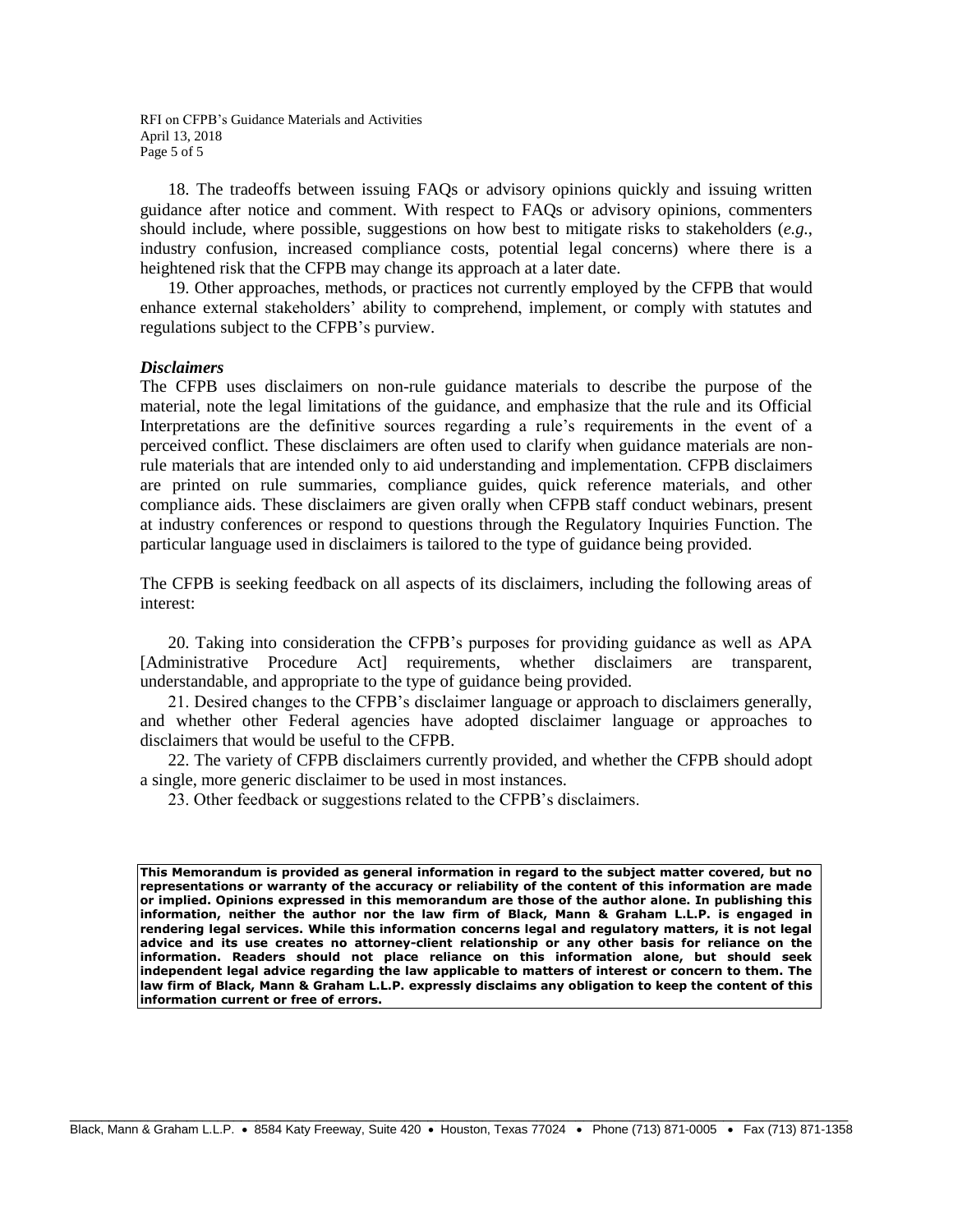18. The tradeoffs between issuing FAQs or advisory opinions quickly and issuing written guidance after notice and comment. With respect to FAQs or advisory opinions, commenters should include, where possible, suggestions on how best to mitigate risks to stakeholders (*e.g.*, industry confusion, increased compliance costs, potential legal concerns) where there is a heightened risk that the CFPB may change its approach at a later date.

19. Other approaches, methods, or practices not currently employed by the CFPB that would enhance external stakeholders' ability to comprehend, implement, or comply with statutes and regulations subject to the CFPB's purview.

***Disclaimers***

The CFPB uses disclaimers on non-rule guidance materials to describe the purpose of the material, note the legal limitations of the guidance, and emphasize that the rule and its Official Interpretations are the definitive sources regarding a rule's requirements in the event of a perceived conflict. These disclaimers are often used to clarify when guidance materials are non-rule materials that are intended only to aid understanding and implementation. CFPB disclaimers are printed on rule summaries, compliance guides, quick reference materials, and other compliance aids. These disclaimers are given orally when CFPB staff conduct webinars, present at industry conferences or respond to questions through the Regulatory Inquiries Function. The particular language used in disclaimers is tailored to the type of guidance being provided.

The CFPB is seeking feedback on all aspects of its disclaimers, including the following areas of interest:

20. Taking into consideration the CFPB's purposes for providing guidance as well as APA [Administrative Procedure Act] requirements, whether disclaimers are transparent, understandable, and appropriate to the type of guidance being provided.

21. Desired changes to the CFPB's disclaimer language or approach to disclaimers generally, and whether other Federal agencies have adopted disclaimer language or approaches to disclaimers that would be useful to the CFPB.

22. The variety of CFPB disclaimers currently provided, and whether the CFPB should adopt a single, more generic disclaimer to be used in most instances.

23. Other feedback or suggestions related to the CFPB's disclaimers.

**This Memorandum is provided as general information in regard to the subject matter covered, but no representations or warranty of the accuracy or reliability of the content of this information are made or implied. Opinions expressed in this memorandum are those of the author alone. In publishing this information, neither the author nor the law firm of Black, Mann & Graham L.L.P. is engaged in rendering legal services. While this information concerns legal and regulatory matters, it is not legal advice and its use creates no attorney-client relationship or any other basis for reliance on the information. Readers should not place reliance on this information alone, but should seek independent legal advice regarding the law applicable to matters of interest or concern to them. The law firm of Black, Mann & Graham L.L.P. expressly disclaims any obligation to keep the content of this information current or free of errors.**